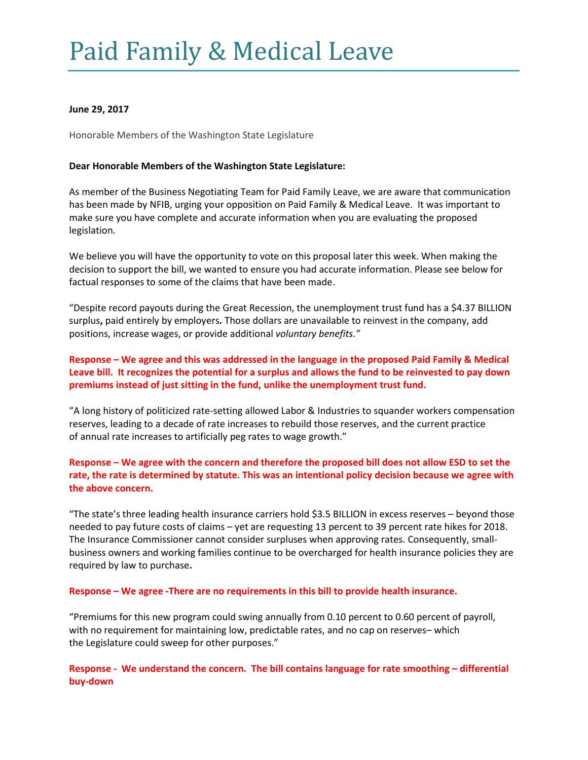# Paid Family & Medical Leave

**June 29, 2017**

Honorable Members of the Washington State Legislature

**Dear Honorable Members of the Washington State Legislature:**

As member of the Business Negotiating Team for Paid Family Leave, we are aware that communication has been made by NFIB, urging your opposition on Paid Family & Medical Leave. It was important to make sure you have complete and accurate information when you are evaluating the proposed legislation.

We believe you will have the opportunity to vote on this proposal later this week. When making the decision to support the bill, we wanted to ensure you had accurate information. Please see below for factual responses to some of the claims that have been made.

"Despite record payouts during the Great Recession, the unemployment trust fund has a $4.37 BILLION surplus**,** paid entirely by employers**.** Those dollars are unavailable to reinvest in the company, add positions, increase wages, or provide additional *voluntary benefits."*

**Response – We agree and this was addressed in the language in the proposed Paid Family & Medical Leave bill. It recognizes the potential for a surplus and allows the fund to be reinvested to pay down premiums instead of just sitting in the fund, unlike the unemployment trust fund.**

"A long history of politicized rate-setting allowed Labor & Industries to squander workers compensation reserves, leading to a decade of rate increases to rebuild those reserves, and the current practice of annual rate increases to artificially peg rates to wage growth."

**Response – We agree with the concern and therefore the proposed bill does not allow ESD to set the rate, the rate is determined by statute. This was an intentional policy decision because we agree with the above concern.**

"The state's three leading health insurance carriers hold $3.5 BILLION in excess reserves – beyond those needed to pay future costs of claims – yet are requesting 13 percent to 39 percent rate hikes for 2018. The Insurance Commissioner cannot consider surpluses when approving rates. Consequently, small-business owners and working families continue to be overcharged for health insurance policies they are required by law to purchase**.**

**Response – We agree -There are no requirements in this bill to provide health insurance.**

"Premiums for this new program could swing annually from 0.10 percent to 0.60 percent of payroll, with no requirement for maintaining low, predictable rates, and no cap on reserves– which the Legislature could sweep for other purposes."

**Response - We understand the concern. The bill contains language for rate smoothing – differential buy-down**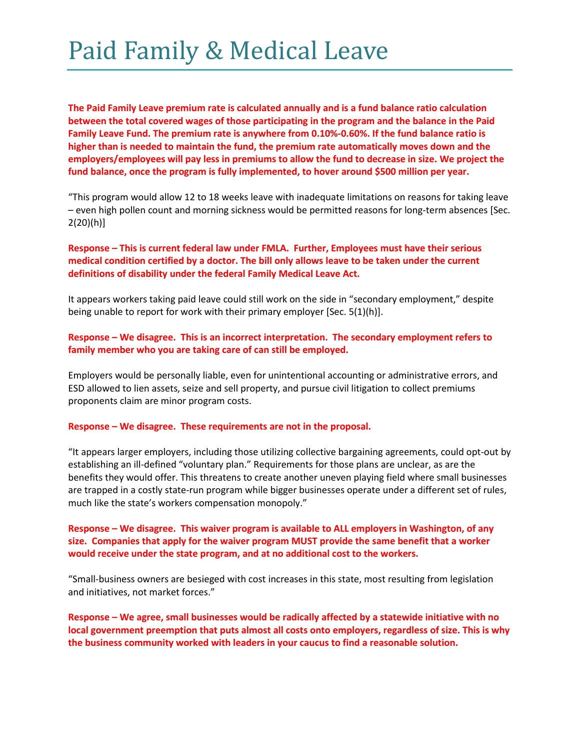# Paid Family & Medical Leave

**The Paid Family Leave premium rate is calculated annually and is a fund balance ratio calculation between the total covered wages of those participating in the program and the balance in the Paid Family Leave Fund. The premium rate is anywhere from 0.10%-0.60%. If the fund balance ratio is higher than is needed to maintain the fund, the premium rate automatically moves down and the employers/employees will pay less in premiums to allow the fund to decrease in size. We project the fund balance, once the program is fully implemented, to hover around $500 million per year.**

"This program would allow 12 to 18 weeks leave with inadequate limitations on reasons for taking leave – even high pollen count and morning sickness would be permitted reasons for long-term absences [Sec. 2(20)(h)]

**Response – This is current federal law under FMLA. Further, Employees must have their serious medical condition certified by a doctor. The bill only allows leave to be taken under the current definitions of disability under the federal Family Medical Leave Act.**

It appears workers taking paid leave could still work on the side in "secondary employment," despite being unable to report for work with their primary employer [Sec. 5(1)(h)].

**Response – We disagree. This is an incorrect interpretation. The secondary employment refers to family member who you are taking care of can still be employed.**

Employers would be personally liable, even for unintentional accounting or administrative errors, and ESD allowed to lien assets, seize and sell property, and pursue civil litigation to collect premiums proponents claim are minor program costs.

**Response – We disagree. These requirements are not in the proposal.**

"It appears larger employers, including those utilizing collective bargaining agreements, could opt-out by establishing an ill-defined "voluntary plan." Requirements for those plans are unclear, as are the benefits they would offer. This threatens to create another uneven playing field where small businesses are trapped in a costly state-run program while bigger businesses operate under a different set of rules, much like the state's workers compensation monopoly."

**Response – We disagree. This waiver program is available to ALL employers in Washington, of any size. Companies that apply for the waiver program MUST provide the same benefit that a worker would receive under the state program, and at no additional cost to the workers.**

"Small-business owners are besieged with cost increases in this state, most resulting from legislation and initiatives, not market forces."

**Response – We agree, small businesses would be radically affected by a statewide initiative with no local government preemption that puts almost all costs onto employers, regardless of size. This is why the business community worked with leaders in your caucus to find a reasonable solution.**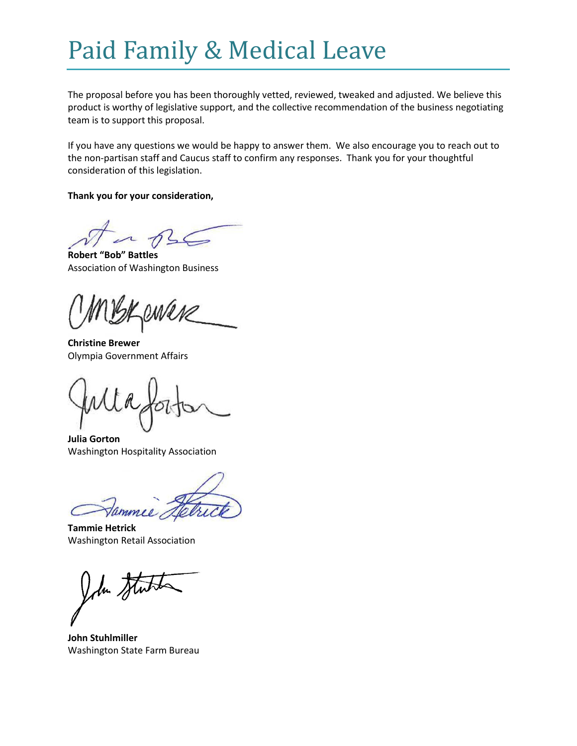# Paid Family & Medical Leave

The proposal before you has been thoroughly vetted, reviewed, tweaked and adjusted. We believe this product is worthy of legislative support, and the collective recommendation of the business negotiating team is to support this proposal.

If you have any questions we would be happy to answer them. We also encourage you to reach out to the non-partisan staff and Caucus staff to confirm any responses. Thank you for your thoughtful consideration of this legislation.

**Thank you for your consideration,**

**Robert "Bob" Battles**
Association of Washington Business

**Christine Brewer**
Olympia Government Affairs

**Julia Gorton**
Washington Hospitality Association

**Tammie Hetrick**
Washington Retail Association

**John Stuhlmiller**
Washington State Farm Bureau